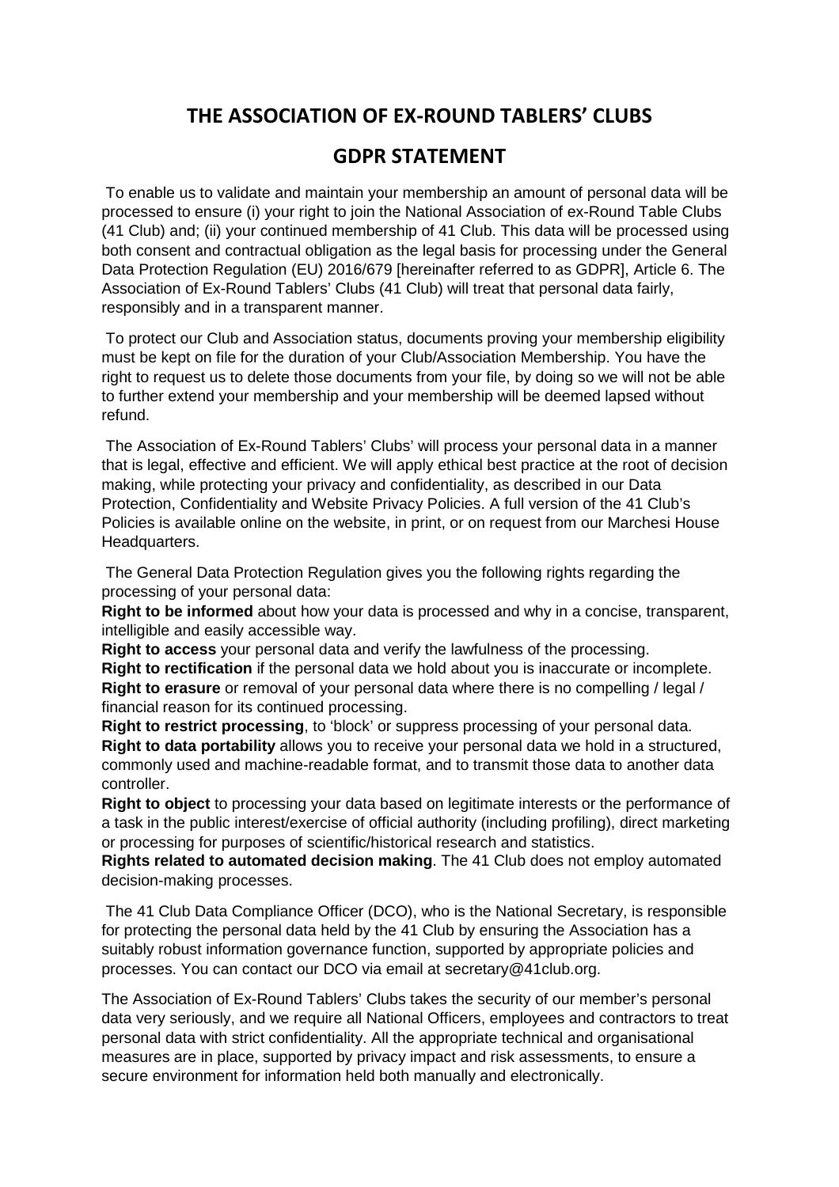# THE ASSOCIATION OF EX-ROUND TABLERS' CLUBS

## GDPR STATEMENT

To enable us to validate and maintain your membership an amount of personal data will be processed to ensure (i) your right to join the National Association of ex-Round Table Clubs (41 Club) and; (ii) your continued membership of 41 Club. This data will be processed using both consent and contractual obligation as the legal basis for processing under the General Data Protection Regulation (EU) 2016/679 [hereinafter referred to as GDPR], Article 6. The Association of Ex-Round Tablers' Clubs (41 Club) will treat that personal data fairly, responsibly and in a transparent manner.

To protect our Club and Association status, documents proving your membership eligibility must be kept on file for the duration of your Club/Association Membership. You have the right to request us to delete those documents from your file, by doing so we will not be able to further extend your membership and your membership will be deemed lapsed without refund.

The Association of Ex-Round Tablers' Clubs' will process your personal data in a manner that is legal, effective and efficient. We will apply ethical best practice at the root of decision making, while protecting your privacy and confidentiality, as described in our Data Protection, Confidentiality and Website Privacy Policies. A full version of the 41 Club's Policies is available online on the website, in print, or on request from our Marchesi House Headquarters.

The General Data Protection Regulation gives you the following rights regarding the processing of your personal data:

**Right to be informed** about how your data is processed and why in a concise, transparent, intelligible and easily accessible way.

**Right to access** your personal data and verify the lawfulness of the processing.

**Right to rectification** if the personal data we hold about you is inaccurate or incomplete.

**Right to erasure** or removal of your personal data where there is no compelling / legal / financial reason for its continued processing.

**Right to restrict processing**, to 'block' or suppress processing of your personal data.

**Right to data portability** allows you to receive your personal data we hold in a structured, commonly used and machine-readable format, and to transmit those data to another data controller.

**Right to object** to processing your data based on legitimate interests or the performance of a task in the public interest/exercise of official authority (including profiling), direct marketing or processing for purposes of scientific/historical research and statistics.

**Rights related to automated decision making**. The 41 Club does not employ automated decision-making processes.

The 41 Club Data Compliance Officer (DCO), who is the National Secretary, is responsible for protecting the personal data held by the 41 Club by ensuring the Association has a suitably robust information governance function, supported by appropriate policies and processes. You can contact our DCO via email at secretary@41club.org.

The Association of Ex-Round Tablers' Clubs takes the security of our member's personal data very seriously, and we require all National Officers, employees and contractors to treat personal data with strict confidentiality. All the appropriate technical and organisational measures are in place, supported by privacy impact and risk assessments, to ensure a secure environment for information held both manually and electronically.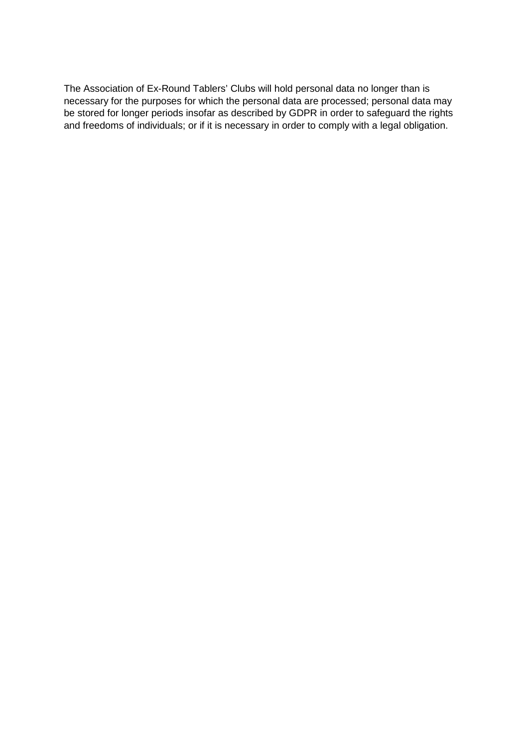The Association of Ex-Round Tablers' Clubs will hold personal data no longer than is necessary for the purposes for which the personal data are processed; personal data may be stored for longer periods insofar as described by GDPR in order to safeguard the rights and freedoms of individuals; or if it is necessary in order to comply with a legal obligation.